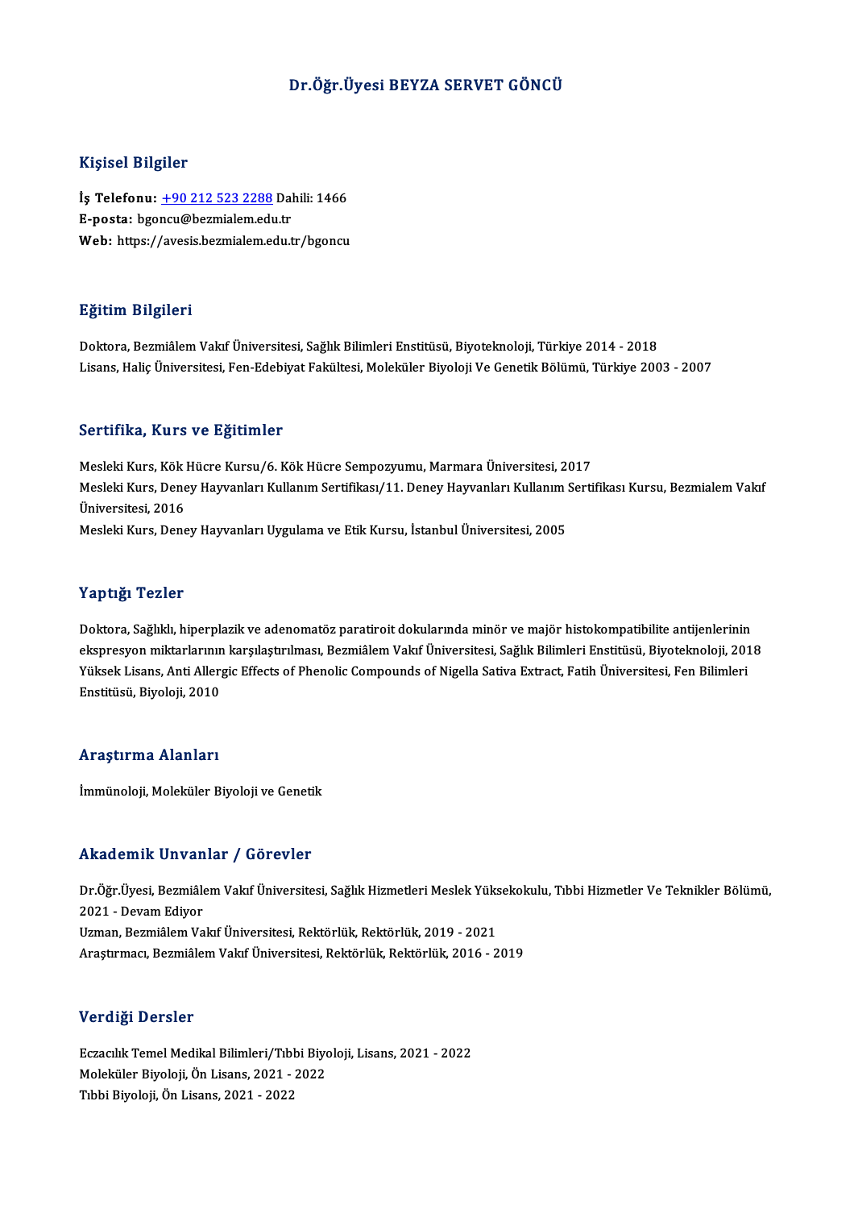# Dr.Öğr.Üyesi BEYZA SERVET GÖNCÜ

## Kişisel Bilgiler

**İş Telefonu:** +90 212 523 2288 Dahili: 1466
**E-posta:** bgoncu@bezmialem.edu.tr
**Web:** https://avesis.bezmialem.edu.tr/bgoncu

## Eğitim Bilgileri

Doktora, Bezmiâlem Vakıf Üniversitesi, Sağlık Bilimleri Enstitüsü, Biyoteknoloji, Türkiye 2014 - 2018
Lisans, Haliç Üniversitesi, Fen-Edebiyat Fakültesi, Moleküler Biyoloji Ve Genetik Bölümü, Türkiye 2003 - 2007

## Sertifika, Kurs ve Eğitimler

Mesleki Kurs, Kök Hücre Kursu/6. Kök Hücre Sempozyumu, Marmara Üniversitesi, 2017
Mesleki Kurs, Deney Hayvanları Kullanım Sertifikası/11. Deney Hayvanları Kullanım Sertifikası Kursu, Bezmialem Vakıf Üniversitesi, 2016
Mesleki Kurs, Deney Hayvanları Uygulama ve Etik Kursu, İstanbul Üniversitesi, 2005

## Yaptığı Tezler

Doktora, Sağlıklı, hiperplazik ve adenomatöz paratiroit dokularında minör ve majör histokompatibilite antijenlerinin ekspresyon miktarlarının karşılaştırılması, Bezmiâlem Vakıf Üniversitesi, Sağlık Bilimleri Enstitüsü, Biyoteknoloji, 2018
Yüksek Lisans, Anti Allergic Effects of Phenolic Compounds of Nigella Sativa Extract, Fatih Üniversitesi, Fen Bilimleri Enstitüsü, Biyoloji, 2010

## Araştırma Alanları

İmmünoloji, Moleküler Biyoloji ve Genetik

## Akademik Unvanlar / Görevler

Dr.Öğr.Üyesi, Bezmiâlem Vakıf Üniversitesi, Sağlık Hizmetleri Meslek Yüksekokulu, Tıbbi Hizmetler Ve Teknikler Bölümü, 2021 - Devam Ediyor
Uzman, Bezmiâlem Vakıf Üniversitesi, Rektörlük, Rektörlük, 2019 - 2021
Araştırmacı, Bezmiâlem Vakıf Üniversitesi, Rektörlük, Rektörlük, 2016 - 2019

## Verdiği Dersler

Eczacılık Temel Medikal Bilimleri/Tıbbi Biyoloji, Lisans, 2021 - 2022
Moleküler Biyoloji, Ön Lisans, 2021 - 2022
Tıbbi Biyoloji, Ön Lisans, 2021 - 2022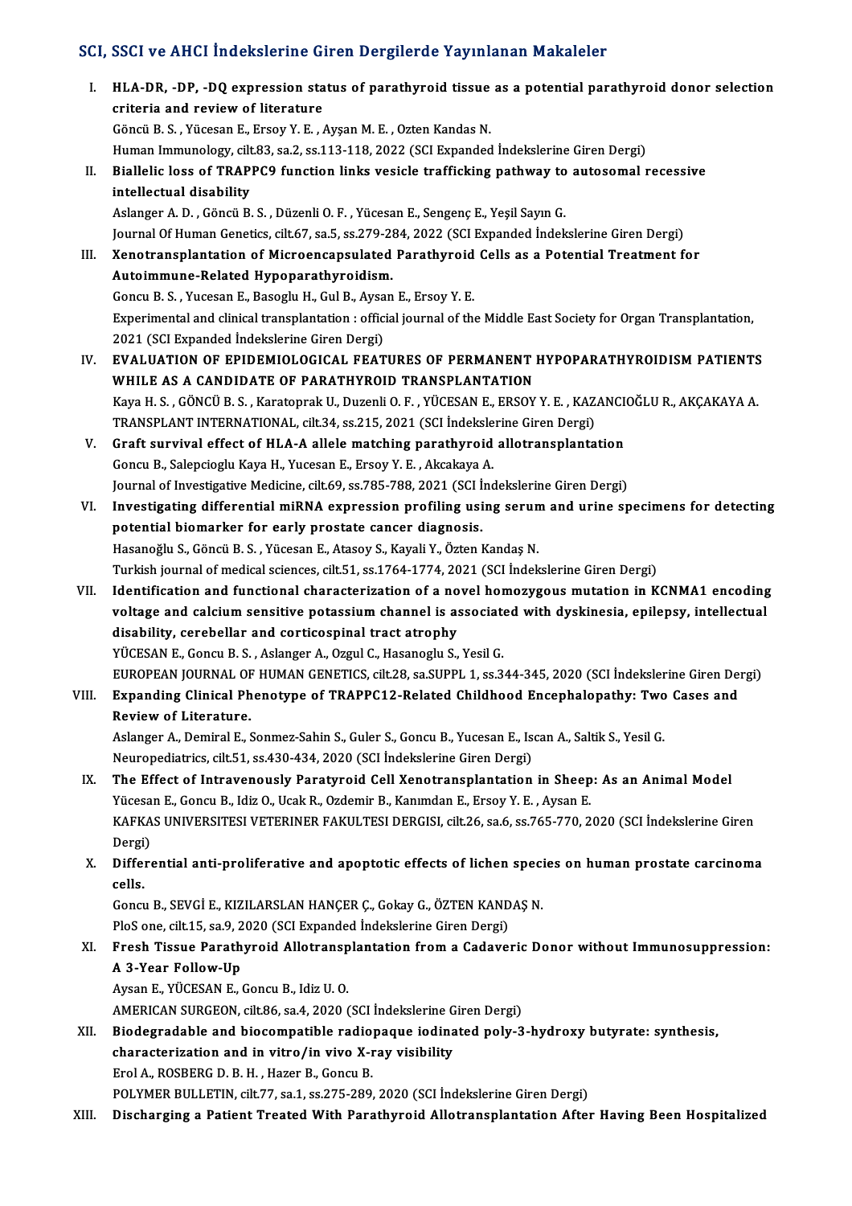## SCI, SSCI ve AHCI İndekslerine Giren Dergilerde Yayınlanan Makaleler

I. **HLA-DR, -DP, -DQ expression status of parathyroid tissue as a potential parathyroid donor selection criteria and review of literature**
Göncü B. S. , Yücesan E., Ersoy Y. E. , Ayşan M. E. , Ozten Kandas N.
Human Immunology, cilt.83, sa.2, ss.113-118, 2022 (SCI Expanded İndekslerine Giren Dergi)

II. **Biallelic loss of TRAPPC9 function links vesicle trafficking pathway to autosomal recessive intellectual disability**
Aslanger A. D. , Göncü B. S. , Düzenli O. F. , Yücesan E., Sengenç E., Yeşil Sayın G.
Journal Of Human Genetics, cilt.67, sa.5, ss.279-284, 2022 (SCI Expanded İndekslerine Giren Dergi)

III. **Xenotransplantation of Microencapsulated Parathyroid Cells as a Potential Treatment for Autoimmune-Related Hypoparathyroidism.**
Goncu B. S. , Yucesan E., Basoglu H., Gul B., Aysan E., Ersoy Y. E.
Experimental and clinical transplantation : official journal of the Middle East Society for Organ Transplantation, 2021 (SCI Expanded İndekslerine Giren Dergi)

IV. **EVALUATION OF EPIDEMIOLOGICAL FEATURES OF PERMANENT HYPOPARATHYROIDISM PATIENTS WHILE AS A CANDIDATE OF PARATHYROID TRANSPLANTATION**
Kaya H. S. , GÖNCÜ B. S. , Karatoprak U., Duzenli O. F. , YÜCESAN E., ERSOY Y. E. , KAZANCIOĞLU R., AKÇAKAYA A.
TRANSPLANT INTERNATIONAL, cilt.34, ss.215, 2021 (SCI İndekslerine Giren Dergi)

V. **Graft survival effect of HLA-A allele matching parathyroid allotransplantation**
Goncu B., Salepcioglu Kaya H., Yucesan E., Ersoy Y. E. , Akcakaya A.
Journal of Investigative Medicine, cilt.69, ss.785-788, 2021 (SCI İndekslerine Giren Dergi)

VI. **Investigating differential miRNA expression profiling using serum and urine specimens for detecting potential biomarker for early prostate cancer diagnosis.**
Hasanoğlu S., Göncü B. S. , Yücesan E., Atasoy S., Kayali Y., Özten Kandaş N.
Turkish journal of medical sciences, cilt.51, ss.1764-1774, 2021 (SCI İndekslerine Giren Dergi)

VII. **Identification and functional characterization of a novel homozygous mutation in KCNMA1 encoding voltage and calcium sensitive potassium channel is associated with dyskinesia, epilepsy, intellectual disability, cerebellar and corticospinal tract atrophy**
YÜCESAN E., Goncu B. S. , Aslanger A., Ozgul C., Hasanoglu S., Yesil G.
EUROPEAN JOURNAL OF HUMAN GENETICS, cilt.28, sa.SUPPL 1, ss.344-345, 2020 (SCI İndekslerine Giren Dergi)

VIII. **Expanding Clinical Phenotype of TRAPPC12-Related Childhood Encephalopathy: Two Cases and Review of Literature.**
Aslanger A., Demiral E., Sonmez-Sahin S., Guler S., Goncu B., Yucesan E., Iscan A., Saltik S., Yesil G.
Neuropediatrics, cilt.51, ss.430-434, 2020 (SCI İndekslerine Giren Dergi)

IX. **The Effect of Intravenously Paratyroid Cell Xenotransplantation in Sheep: As an Animal Model**
Yücesan E., Goncu B., Idiz O., Ucak R., Ozdemir B., Kanımdan E., Ersoy Y. E. , Aysan E.
KAFKAS UNIVERSITESI VETERINER FAKULTESI DERGISI, cilt.26, sa.6, ss.765-770, 2020 (SCI İndekslerine Giren Dergi)

X. **Differential anti-proliferative and apoptotic effects of lichen species on human prostate carcinoma cells.**
Goncu B., SEVGİ E., KIZILARSLAN HANÇER Ç., Gokay G., ÖZTEN KANDAŞ N.
PloS one, cilt.15, sa.9, 2020 (SCI Expanded İndekslerine Giren Dergi)

XI. **Fresh Tissue Parathyroid Allotransplantation from a Cadaveric Donor without Immunosuppression: A 3-Year Follow-Up**
Aysan E., YÜCESAN E., Goncu B., Idiz U. O.
AMERICAN SURGEON, cilt.86, sa.4, 2020 (SCI İndekslerine Giren Dergi)

XII. **Biodegradable and biocompatible radiopaque iodinated poly-3-hydroxy butyrate: synthesis, characterization and in vitro/in vivo X-ray visibility**
Erol A., ROSBERG D. B. H. , Hazer B., Goncu B.
POLYMER BULLETIN, cilt.77, sa.1, ss.275-289, 2020 (SCI İndekslerine Giren Dergi)

XIII. **Discharging a Patient Treated With Parathyroid Allotransplantation After Having Been Hospitalized**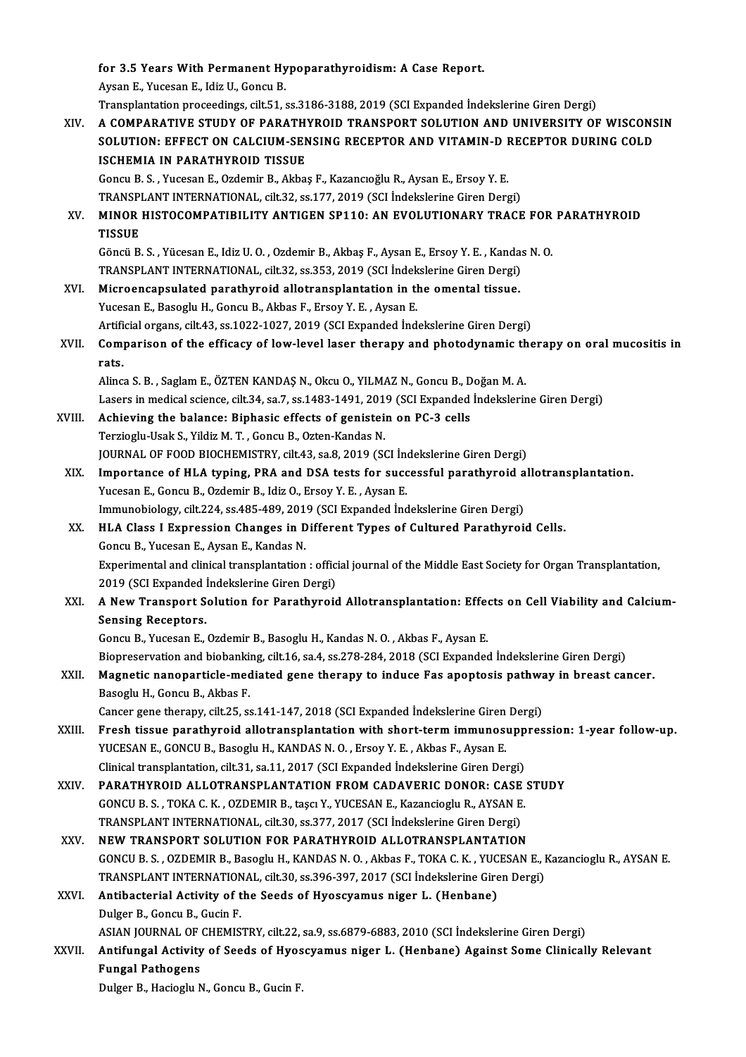for 3.5 Years With Permanent Hypoparathyroidism: A Case Report.
Aysan E., Yucesan E., Idiz U., Goncu B.
Transplantation proceedings, cilt.51, ss.3186-3188, 2019 (SCI Expanded İndekslerine Giren Dergi)

XIV. **A COMPARATIVE STUDY OF PARATHYROID TRANSPORT SOLUTION AND UNIVERSITY OF WISCONSIN SOLUTION: EFFECT ON CALCIUM-SENSING RECEPTOR AND VITAMIN-D RECEPTOR DURING COLD ISCHEMIA IN PARATHYROID TISSUE**
Goncu B. S., Yucesan E., Ozdemir B., Akbaş F., Kazancıoğlu R., Aysan E., Ersoy Y. E.
TRANSPLANT INTERNATIONAL, cilt.32, ss.177, 2019 (SCI İndekslerine Giren Dergi)

XV. **MINOR HISTOCOMPATIBILITY ANTIGEN SP110: AN EVOLUTIONARY TRACE FOR PARATHYROID TISSUE**
Göncü B. S., Yücesan E., Idiz U. O., Ozdemir B., Akbaş F., Aysan E., Ersoy Y. E., Kandas N. O.
TRANSPLANT INTERNATIONAL, cilt.32, ss.353, 2019 (SCI İndekslerine Giren Dergi)

XVI. **Microencapsulated parathyroid allotransplantation in the omental tissue.**
Yucesan E., Basoglu H., Goncu B., Akbas F., Ersoy Y. E., Aysan E.
Artificial organs, cilt.43, ss.1022-1027, 2019 (SCI Expanded İndekslerine Giren Dergi)

XVII. **Comparison of the efficacy of low-level laser therapy and photodynamic therapy on oral mucositis in rats.**
Alinca S. B., Saglam E., ÖZTEN KANDAŞ N., Okcu O., YILMAZ N., Goncu B., Doğan M. A.
Lasers in medical science, cilt.34, sa.7, ss.1483-1491, 2019 (SCI Expanded İndekslerine Giren Dergi)

XVIII. **Achieving the balance: Biphasic effects of genistein on PC-3 cells**
Terzioglu-Usak S., Yildiz M. T., Goncu B., Ozten-Kandas N.
JOURNAL OF FOOD BIOCHEMISTRY, cilt.43, sa.8, 2019 (SCI İndekslerine Giren Dergi)

XIX. **Importance of HLA typing, PRA and DSA tests for successful parathyroid allotransplantation.**
Yucesan E., Goncu B., Ozdemir B., Idiz O., Ersoy Y. E., Aysan E.
Immunobiology, cilt.224, ss.485-489, 2019 (SCI Expanded İndekslerine Giren Dergi)

XX. **HLA Class I Expression Changes in Different Types of Cultured Parathyroid Cells.**
Goncu B., Yucesan E., Aysan E., Kandas N.
Experimental and clinical transplantation : official journal of the Middle East Society for Organ Transplantation, 2019 (SCI Expanded İndekslerine Giren Dergi)

XXI. **A New Transport Solution for Parathyroid Allotransplantation: Effects on Cell Viability and Calcium-Sensing Receptors.**
Goncu B., Yucesan E., Ozdemir B., Basoglu H., Kandas N. O., Akbas F., Aysan E.
Biopreservation and biobanking, cilt.16, sa.4, ss.278-284, 2018 (SCI Expanded İndekslerine Giren Dergi)

XXII. **Magnetic nanoparticle-mediated gene therapy to induce Fas apoptosis pathway in breast cancer.**
Basoglu H., Goncu B., Akbas F.
Cancer gene therapy, cilt.25, ss.141-147, 2018 (SCI Expanded İndekslerine Giren Dergi)

XXIII. **Fresh tissue parathyroid allotransplantation with short-term immunosuppression: 1-year follow-up.**
YUCESAN E., GONCU B., Basoglu H., KANDAS N. O., Ersoy Y. E., Akbas F., Aysan E.
Clinical transplantation, cilt.31, sa.11, 2017 (SCI Expanded İndekslerine Giren Dergi)

XXIV. **PARATHYROID ALLOTRANSPLANTATION FROM CADAVERIC DONOR: CASE STUDY**
GONCU B. S., TOKA C. K., OZDEMIR B., taşcı Y., YUCESAN E., Kazancioglu R., AYSAN E.
TRANSPLANT INTERNATIONAL, cilt.30, ss.377, 2017 (SCI İndekslerine Giren Dergi)

XXV. **NEW TRANSPORT SOLUTION FOR PARATHYROID ALLOTRANSPLANTATION**
GONCU B. S., OZDEMIR B., Basoglu H., KANDAS N. O., Akbas F., TOKA C. K., YUCESAN E., Kazancioglu R., AYSAN E.
TRANSPLANT INTERNATIONAL, cilt.30, ss.396-397, 2017 (SCI İndekslerine Giren Dergi)

XXVI. **Antibacterial Activity of the Seeds of Hyoscyamus niger L. (Henbane)**
Dulger B., Goncu B., Gucin F.
ASIAN JOURNAL OF CHEMISTRY, cilt.22, sa.9, ss.6879-6883, 2010 (SCI İndekslerine Giren Dergi)

XXVII. **Antifungal Activity of Seeds of Hyoscyamus niger L. (Henbane) Against Some Clinically Relevant Fungal Pathogens**
Dulger B., Hacioglu N., Goncu B., Gucin F.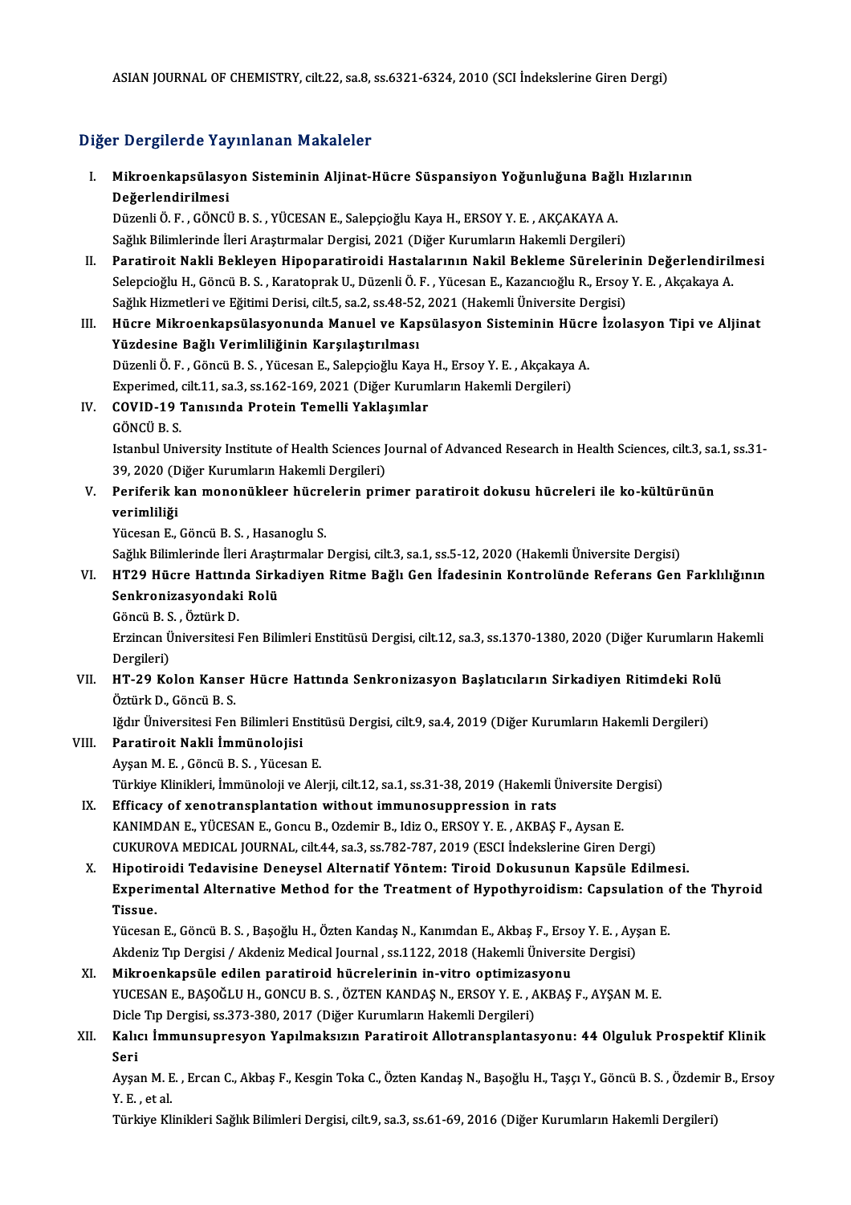ASIAN JOURNAL OF CHEMISTRY, cilt.22, sa.8, ss.6321-6324, 2010 (SCI İndekslerine Giren Dergi)

## Diğer Dergilerde Yayınlanan Makaleler

I. **Mikroenkapsülasyon Sisteminin Aljinat-Hücre Süspansiyon Yoğunluğuna Bağlı Hızlarının Değerlendirilmesi**
   Düzenli Ö. F. , GÖNCÜ B. S. , YÜCESAN E., Salepçioğlu Kaya H., ERSOY Y. E. , AKÇAKAYA A.
   Sağlık Bilimlerinde İleri Araştırmalar Dergisi, 2021 (Diğer Kurumların Hakemli Dergileri)
II. **Paratiroit Nakli Bekleyen Hipoparatiroidi Hastalarının Nakil Bekleme Sürelerinin Değerlendirilmesi**
   Selepcioğlu H., Göncü B. S. , Karatoprak U., Düzenli Ö. F. , Yücesan E., Kazancıoğlu R., Ersoy Y. E. , Akçakaya A.
   Sağlık Hizmetleri ve Eğitimi Derisi, cilt.5, sa.2, ss.48-52, 2021 (Hakemli Üniversite Dergisi)
III. **Hücre Mikroenkapsülasyonunda Manuel ve Kapsülasyon Sisteminin Hücre İzolasyon Tipi ve Aljinat Yüzdesine Bağlı Verimliliğinin Karşılaştırılması**
   Düzenli Ö. F. , Göncü B. S. , Yücesan E., Salepçioğlu Kaya H., Ersoy Y. E. , Akçakaya A.
   Experimed, cilt.11, sa.3, ss.162-169, 2021 (Diğer Kurumların Hakemli Dergileri)
IV. **COVID-19 Tanısında Protein Temelli Yaklaşımlar**
   GÖNCÜ B. S.
   Istanbul University Institute of Health Sciences Journal of Advanced Research in Health Sciences, cilt.3, sa.1, ss.31-39, 2020 (Diğer Kurumların Hakemli Dergileri)
V. **Periferik kan mononükleer hücrelerin primer paratiroit dokusu hücreleri ile ko-kültürünün verimliliği**
   Yücesan E., Göncü B. S. , Hasanoglu S.
   Sağlık Bilimlerinde İleri Araştırmalar Dergisi, cilt.3, sa.1, ss.5-12, 2020 (Hakemli Üniversite Dergisi)
VI. **HT29 Hücre Hattında Sirkadiyen Ritme Bağlı Gen İfadesinin Kontrolünde Referans Gen Farklılığının Senkronizasyondaki Rolü**
   Göncü B. S. , Öztürk D.
   Erzincan Üniversitesi Fen Bilimleri Enstitüsü Dergisi, cilt.12, sa.3, ss.1370-1380, 2020 (Diğer Kurumların Hakemli Dergileri)
VII. **HT-29 Kolon Kanser Hücre Hattında Senkronizasyon Başlatıcıların Sirkadiyen Ritimdeki Rolü**
   Öztürk D., Göncü B. S.
   Iğdır Üniversitesi Fen Bilimleri Enstitüsü Dergisi, cilt.9, sa.4, 2019 (Diğer Kurumların Hakemli Dergileri)
VIII. **Paratiroit Nakli İmmünolojisi**
   Ayşan M. E. , Göncü B. S. , Yücesan E.
   Türkiye Klinikleri, İmmünoloji ve Alerji, cilt.12, sa.1, ss.31-38, 2019 (Hakemli Üniversite Dergisi)
IX. **Efficacy of xenotransplantation without immunosuppression in rats**
   KANIMDAN E., YÜCESAN E., Goncu B., Ozdemir B., Idiz O., ERSOY Y. E. , AKBAŞ F., Aysan E.
   CUKUROVA MEDICAL JOURNAL, cilt.44, sa.3, ss.782-787, 2019 (ESCI İndekslerine Giren Dergi)
X. **Hipotiroidi Tedavisine Deneysel Alternatif Yöntem: Tiroid Dokusunun Kapsüle Edilmesi. Experimental Alternative Method for the Treatment of Hypothyroidism: Capsulation of the Thyroid Tissue.**
   Yücesan E., Göncü B. S. , Başoğlu H., Özten Kandaş N., Kanımdan E., Akbaş F., Ersoy Y. E. , Ayşan E.
   Akdeniz Tıp Dergisi / Akdeniz Medical Journal , ss.1122, 2018 (Hakemli Üniversite Dergisi)
XI. **Mikroenkapsüle edilen paratiroid hücrelerinin in-vitro optimizasyonu**
   YUCESAN E., BAŞOĞLU H., GONCU B. S. , ÖZTEN KANDAŞ N., ERSOY Y. E. , AKBAŞ F., AYŞAN M. E.
   Dicle Tıp Dergisi, ss.373-380, 2017 (Diğer Kurumların Hakemli Dergileri)
XII. **Kalıcı İmmunsupresyon Yapılmaksızın Paratiroit Allotransplantasyonu: 44 Olguluk Prospektif Klinik Seri**
   Ayşan M. E. , Ercan C., Akbaş F., Kesgin Toka C., Özten Kandaş N., Başoğlu H., Taşçı Y., Göncü B. S. , Özdemir B., Ersoy Y. E. , et al.
   Türkiye Klinikleri Sağlık Bilimleri Dergisi, cilt.9, sa.3, ss.61-69, 2016 (Diğer Kurumların Hakemli Dergileri)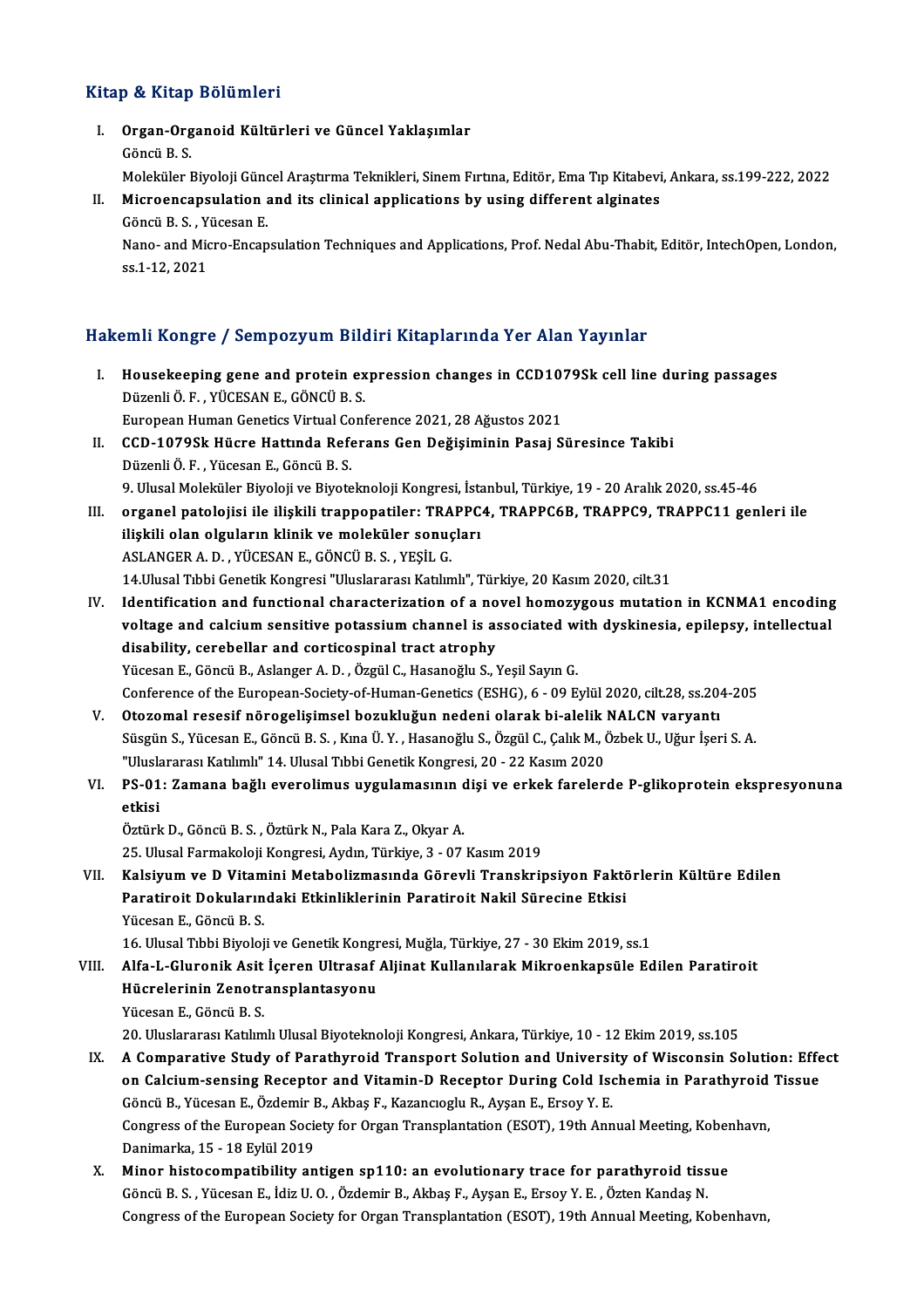## Kitap & Kitap Bölümleri

I. **Organ-Organoid Kültürleri ve Güncel Yaklaşımlar**
Göncü B. S.
Moleküler Biyoloji Güncel Araştırma Teknikleri, Sinem Fırtına, Editör, Ema Tıp Kitabevi, Ankara, ss.199-222, 2022

II. **Microencapsulation and its clinical applications by using different alginates**
Göncü B. S. , Yücesan E.
Nano- and Micro-Encapsulation Techniques and Applications, Prof. Nedal Abu-Thabit, Editör, IntechOpen, London, ss.1-12, 2021

## Hakemli Kongre / Sempozyum Bildiri Kitaplarında Yer Alan Yayınlar

I. **Housekeeping gene and protein expression changes in CCD1079Sk cell line during passages**
Düzenli Ö. F. , YÜCESAN E., GÖNCÜ B. S.
European Human Genetics Virtual Conference 2021, 28 Ağustos 2021

II. **CCD-1079Sk Hücre Hattında Referans Gen Değişiminin Pasaj Süresince Takibi**
Düzenli Ö. F. , Yücesan E., Göncü B. S.
9. Ulusal Moleküler Biyoloji ve Biyoteknoloji Kongresi, İstanbul, Türkiye, 19 - 20 Aralık 2020, ss.45-46

III. **organel patolojisi ile ilişkili trappopatiler: TRAPPC4, TRAPPC6B, TRAPPC9, TRAPPC11 genleri ile ilişkili olan olguların klinik ve moleküler sonuçları**
ASLANGER A. D. , YÜCESAN E., GÖNCÜ B. S. , YEŞİL G.
14.Ulusal Tıbbi Genetik Kongresi "Uluslararası Katılımlı", Türkiye, 20 Kasım 2020, cilt.31

IV. **Identification and functional characterization of a novel homozygous mutation in KCNMA1 encoding voltage and calcium sensitive potassium channel is associated with dyskinesia, epilepsy, intellectual disability, cerebellar and corticospinal tract atrophy**
Yücesan E., Göncü B., Aslanger A. D. , Özgül C., Hasanoğlu S., Yeşil Sayın G.
Conference of the European-Society-of-Human-Genetics (ESHG), 6 - 09 Eylül 2020, cilt.28, ss.204-205

V. **Otozomal resesif nörogelişimsel bozukluğun nedeni olarak bi-alelik NALCN varyantı**
Süsgün S., Yücesan E., Göncü B. S. , Kına Ü. Y. , Hasanoğlu S., Özgül C., Çalık M., Özbek U., Uğur İşeri S. A.
"Uluslararası Katılımlı" 14. Ulusal Tıbbi Genetik Kongresi, 20 - 22 Kasım 2020

VI. **PS-01: Zamana bağlı everolimus uygulamasının dişi ve erkek farelerde P-glikoprotein ekspresyonuna etkisi**
Öztürk D., Göncü B. S. , Öztürk N., Pala Kara Z., Okyar A.
25. Ulusal Farmakoloji Kongresi, Aydın, Türkiye, 3 - 07 Kasım 2019

VII. **Kalsiyum ve D Vitamini Metabolizmasında Görevli Transkripsiyon Faktörlerin Kültüre Edilen Paratiroit Dokularındaki Etkinliklerinin Paratiroit Nakil Sürecine Etkisi**
Yücesan E., Göncü B. S.
16. Ulusal Tıbbi Biyoloji ve Genetik Kongresi, Muğla, Türkiye, 27 - 30 Ekim 2019, ss.1

VIII. **Alfa-L-Gluronik Asit İçeren Ultrasaf Aljinat Kullanılarak Mikroenkapsüle Edilen Paratiroit Hücrelerinin Zenotransplantasyonu**
Yücesan E., Göncü B. S.
20. Uluslararası Katılımlı Ulusal Biyoteknoloji Kongresi, Ankara, Türkiye, 10 - 12 Ekim 2019, ss.105

IX. **A Comparative Study of Parathyroid Transport Solution and University of Wisconsin Solution: Effect on Calcium-sensing Receptor and Vitamin-D Receptor During Cold Ischemia in Parathyroid Tissue**
Göncü B., Yücesan E., Özdemir B., Akbaş F., Kazancıoglu R., Ayşan E., Ersoy Y. E.
Congress of the European Society for Organ Transplantation (ESOT), 19th Annual Meeting, Kobenhavn, Danimarka, 15 - 18 Eylül 2019

X. **Minor histocompatibility antigen sp110: an evolutionary trace for parathyroid tissue**
Göncü B. S. , Yücesan E., İdiz U. O. , Özdemir B., Akbaş F., Ayşan E., Ersoy Y. E. , Özten Kandaş N.
Congress of the European Society for Organ Transplantation (ESOT), 19th Annual Meeting, Kobenhavn,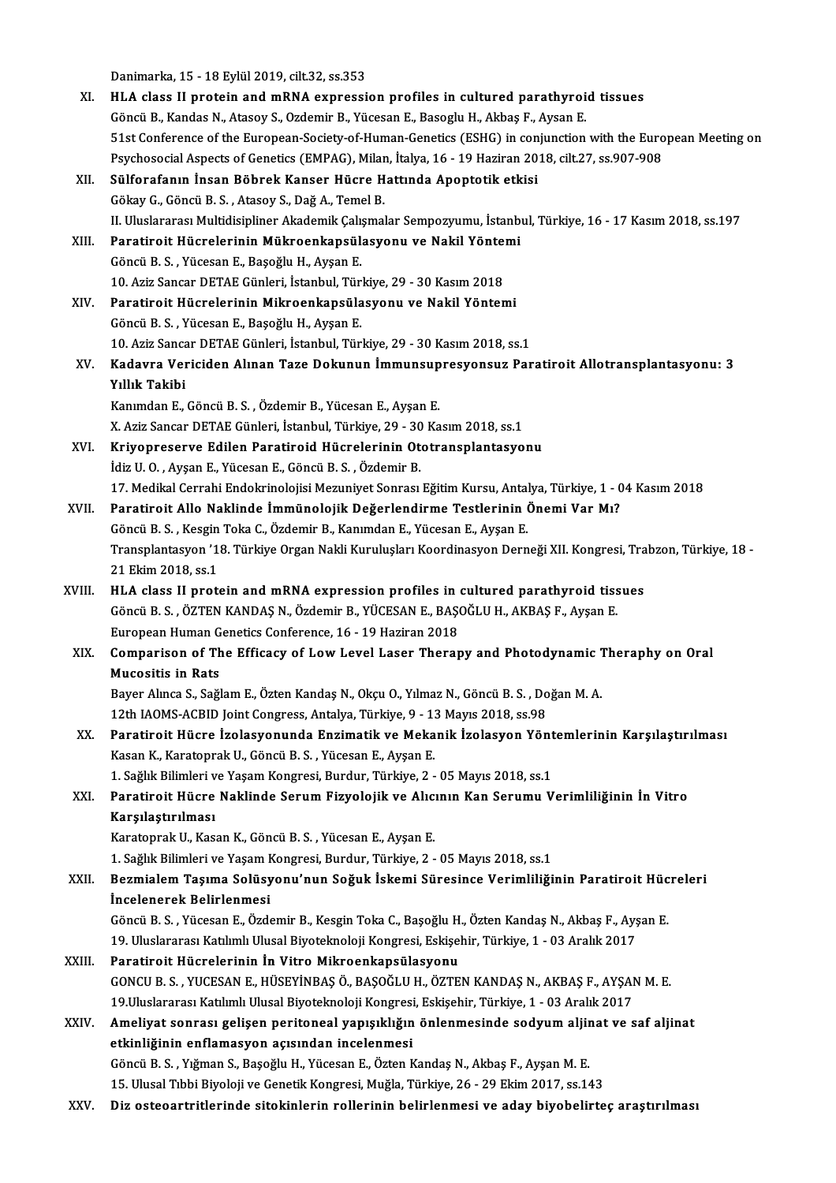Danimarka, 15 - 18 Eylül 2019, cilt.32, ss.353

XI. **HLA class II protein and mRNA expression profiles in cultured parathyroid tissues**
Göncü B., Kandas N., Atasoy S., Ozdemir B., Yücesan E., Basoglu H., Akbaş F., Aysan E.
51st Conference of the European-Society-of-Human-Genetics (ESHG) in conjunction with the European Meeting on Psychosocial Aspects of Genetics (EMPAG), Milan, İtalya, 16 - 19 Haziran 2018, cilt.27, ss.907-908

XII. **Sülforafanın İnsan Böbrek Kanser Hücre Hattında Apoptotik etkisi**
Gökay G., Göncü B. S. , Atasoy S., Dağ A., Temel B.
II. Uluslararası Multidisipliner Akademik Çalışmalar Sempozyumu, İstanbul, Türkiye, 16 - 17 Kasım 2018, ss.197

XIII. **Paratiroit Hücrelerinin Mükroenkapsülasyonu ve Nakil Yöntemi**
Göncü B. S. , Yücesan E., Başoğlu H., Ayşan E.
10. Aziz Sancar DETAE Günleri, İstanbul, Türkiye, 29 - 30 Kasım 2018

XIV. **Paratiroit Hücrelerinin Mikroenkapsülasyonu ve Nakil Yöntemi**
Göncü B. S. , Yücesan E., Başoğlu H., Ayşan E.
10. Aziz Sancar DETAE Günleri, İstanbul, Türkiye, 29 - 30 Kasım 2018, ss.1

XV. **Kadavra Vericiden Alınan Taze Dokunun İmmunsupresyonsuz Paratiroit Allotransplantasyonu: 3 Yıllık Takibi**
Kanımdan E., Göncü B. S. , Özdemir B., Yücesan E., Ayşan E.
X. Aziz Sancar DETAE Günleri, İstanbul, Türkiye, 29 - 30 Kasım 2018, ss.1

XVI. **Kriyopreserve Edilen Paratiroid Hücrelerinin Ototransplantasyonu**
İdiz U. O. , Ayşan E., Yücesan E., Göncü B. S. , Özdemir B.
17. Medikal Cerrahi Endokrinolojisi Mezuniyet Sonrası Eğitim Kursu, Antalya, Türkiye, 1 - 04 Kasım 2018

XVII. **Paratiroit Allo Naklinde İmmünolojik Değerlendirme Testlerinin Önemi Var Mı?**
Göncü B. S. , Kesgin Toka C., Özdemir B., Kanımdan E., Yücesan E., Ayşan E.
Transplantasyon '18. Türkiye Organ Nakli Kuruluşları Koordinasyon Derneği XII. Kongresi, Trabzon, Türkiye, 18 - 21 Ekim 2018, ss.1

XVIII. **HLA class II protein and mRNA expression profiles in cultured parathyroid tissues**
Göncü B. S. , ÖZTEN KANDAŞ N., Özdemir B., YÜCESAN E., BAŞOĞLU H., AKBAŞ F., Ayşan E.
European Human Genetics Conference, 16 - 19 Haziran 2018

XIX. **Comparison of The Efficacy of Low Level Laser Therapy and Photodynamic Theraphy on Oral Mucositis in Rats**
Bayer Alınca S., Sağlam E., Özten Kandaş N., Okçu O., Yılmaz N., Göncü B. S. , Doğan M. A.
12th IAOMS-ACBID Joint Congress, Antalya, Türkiye, 9 - 13 Mayıs 2018, ss.98

XX. **Paratiroit Hücre İzolasyonunda Enzimatik ve Mekanik İzolasyon Yöntemlerinin Karşılaştırılması**
Kasan K., Karatoprak U., Göncü B. S. , Yücesan E., Ayşan E.
1. Sağlık Bilimleri ve Yaşam Kongresi, Burdur, Türkiye, 2 - 05 Mayıs 2018, ss.1

XXI. **Paratiroit Hücre Naklinde Serum Fizyolojik ve Alıcının Kan Serumu Verimliliğinin İn Vitro Karşılaştırılması**
Karatoprak U., Kasan K., Göncü B. S. , Yücesan E., Ayşan E.
1. Sağlık Bilimleri ve Yaşam Kongresi, Burdur, Türkiye, 2 - 05 Mayıs 2018, ss.1

XXII. **Bezmialem Taşıma Solüsyonu'nun Soğuk İskemi Süresince Verimliliğinin Paratiroit Hücreleri İncelenerek Belirlenmesi**
Göncü B. S. , Yücesan E., Özdemir B., Kesgin Toka C., Başoğlu H., Özten Kandaş N., Akbaş F., Ayşan E.
19. Uluslararası Katılımlı Ulusal Biyoteknoloji Kongresi, Eskişehir, Türkiye, 1 - 03 Aralık 2017

XXIII. **Paratiroit Hücrelerinin İn Vitro Mikroenkapsülasyonu**
GONCU B. S. , YUCESAN E., HÜSEYİNBAŞ Ö., BAŞOĞLU H., ÖZTEN KANDAŞ N., AKBAŞ F., AYŞAN M. E.
19.Uluslararası Katılımlı Ulusal Biyoteknoloji Kongresi, Eskişehir, Türkiye, 1 - 03 Aralık 2017

XXIV. **Ameliyat sonrası gelişen peritoneal yapışıklığın önlenmesinde sodyum aljinat ve saf aljinat etkinliğinin enflamasyon açısından incelenmesi**
Göncü B. S. , Yığman S., Başoğlu H., Yücesan E., Özten Kandaş N., Akbaş F., Ayşan M. E.
15. Ulusal Tıbbi Biyoloji ve Genetik Kongresi, Muğla, Türkiye, 26 - 29 Ekim 2017, ss.143

XXV. **Diz osteoartritlerinde sitokinlerin rollerinin belirlenmesi ve aday biyobelirteç araştırılması**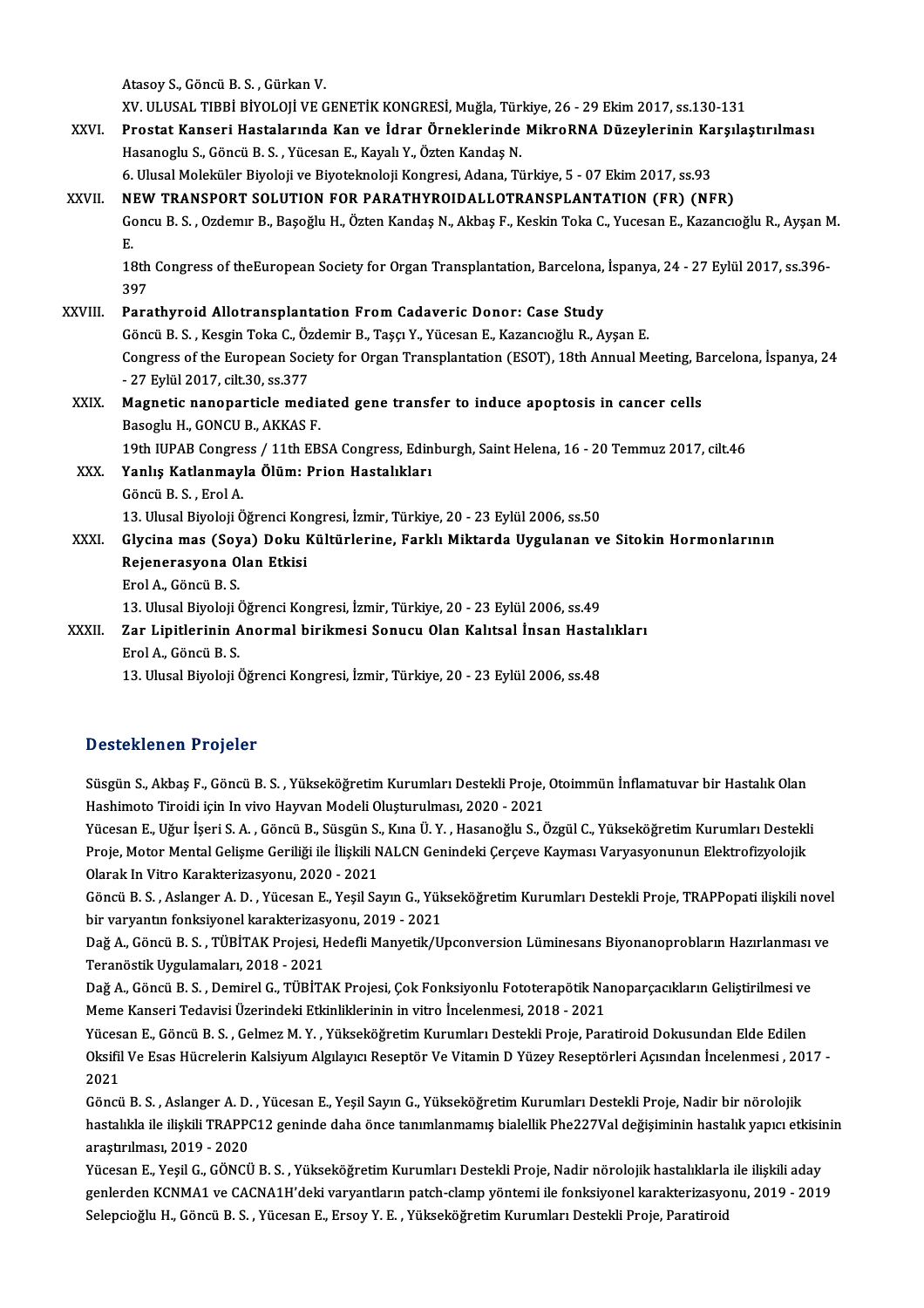Atasoy S., Göncü B. S. , Gürkan V.
XV. ULUSAL TIBBİ BİYOLOJİ VE GENETİK KONGRESİ, Muğla, Türkiye, 26 - 29 Ekim 2017, ss.130-131

XXVI. **Prostat Kanseri Hastalarında Kan ve İdrar Örneklerinde MikroRNA Düzeylerinin Karşılaştırılması**
Hasanoglu S., Göncü B. S. , Yücesan E., Kayalı Y., Özten Kandaş N.
6. Ulusal Moleküler Biyoloji ve Biyoteknoloji Kongresi, Adana, Türkiye, 5 - 07 Ekim 2017, ss.93

XXVII. **NEW TRANSPORT SOLUTION FOR PARATHYROIDALLOTRANSPLANTATION (FR) (NFR)**
Goncu B. S. , Ozdemır B., Başoğlu H., Özten Kandaş N., Akbaş F., Keskin Toka C., Yucesan E., Kazancıoğlu R., Ayşan M. E.
18th Congress of theEuropean Society for Organ Transplantation, Barcelona, İspanya, 24 - 27 Eylül 2017, ss.396-397

XXVIII. **Parathyroid Allotransplantation From Cadaveric Donor: Case Study**
Göncü B. S. , Kesgin Toka C., Özdemir B., Taşçı Y., Yücesan E., Kazancıoğlu R., Ayşan E.
Congress of the European Society for Organ Transplantation (ESOT), 18th Annual Meeting, Barcelona, İspanya, 24 - 27 Eylül 2017, cilt.30, ss.377

XXIX. **Magnetic nanoparticle mediated gene transfer to induce apoptosis in cancer cells**
Basoglu H., GONCU B., AKKAS F.
19th IUPAB Congress / 11th EBSA Congress, Edinburgh, Saint Helena, 16 - 20 Temmuz 2017, cilt.46

XXX. **Yanlış Katlanmayla Ölüm: Prion Hastalıkları**
Göncü B. S. , Erol A.
13. Ulusal Biyoloji Öğrenci Kongresi, İzmir, Türkiye, 20 - 23 Eylül 2006, ss.50

XXXI. **Glycina mas (Soya) Doku Kültürlerine, Farklı Miktarda Uygulanan ve Sitokin Hormonlarının Rejenerasyona Olan Etkisi**
Erol A., Göncü B. S.
13. Ulusal Biyoloji Öğrenci Kongresi, İzmir, Türkiye, 20 - 23 Eylül 2006, ss.49

XXXII. **Zar Lipitlerinin Anormal birikmesi Sonucu Olan Kalıtsal İnsan Hastalıkları**
Erol A., Göncü B. S.
13. Ulusal Biyoloji Öğrenci Kongresi, İzmir, Türkiye, 20 - 23 Eylül 2006, ss.48

## Desteklenen Projeler

Süsgün S., Akbaş F., Göncü B. S. , Yükseköğretim Kurumları Destekli Proje, Otoimmün İnflamatuvar bir Hastalık Olan Hashimoto Tiroidi için In vivo Hayvan Modeli Oluşturulması, 2020 - 2021

Yücesan E., Uğur İşeri S. A. , Göncü B. S., Süsgün S., Kına Ü. Y. , Hasanoğlu S., Özgül C., Yükseköğretim Kurumları Destekli Proje, Motor Mental Gelişme Geriliği ile İlişkili NALCN Genindeki Çerçeve Kayması Varyasyonunun Elektrofizyolojik Olarak In Vitro Karakterizasyonu, 2020 - 2021

Göncü B. S. , Aslanger A. D. , Yücesan E., Yeşil Sayın G., Yükseköğretim Kurumları Destekli Proje, TRAPPopati ilişkili novel bir varyantın fonksiyonel karakterizasyonu, 2019 - 2021

Dağ A., Göncü B. S. , TÜBİTAK Projesi, Hedefli Manyetik/Upconversion Lüminesans Biyonanoprobların Hazırlanması ve Teranöstik Uygulamaları, 2018 - 2021

Dağ A., Göncü B. S. , Demirel G., TÜBİTAK Projesi, Çok Fonksiyonlu Fototerapötik Nanoparçacıkların Geliştirilmesi ve Meme Kanseri Tedavisi Üzerindeki Etkinliklerinin in vitro İncelenmesi, 2018 - 2021

Yücesan E., Göncü B. S. , Gelmez M. Y. , Yükseköğretim Kurumları Destekli Proje, Paratiroid Dokusundan Elde Edilen Oksifil Ve Esas Hücrelerin Kalsiyum Algılayıcı Reseptör Ve Vitamin D Yüzey Reseptörleri Açısından İncelenmesi , 2017 - 2021

Göncü B. S. , Aslanger A. D. , Yücesan E., Yeşil Sayın G., Yükseköğretim Kurumları Destekli Proje, Nadir bir nörolojik hastalıkla ile ilişkili TRAPPC12 geninde daha önce tanımlanmamış bialellik Phe227Val değişiminin hastalık yapıcı etkisinin araştırılması, 2019 - 2020

Yücesan E., Yeşil G., GÖNCÜ B. S. , Yükseköğretim Kurumları Destekli Proje, Nadir nörolojik hastalıklarla ile ilişkili aday genlerden KCNMA1 ve CACNA1H'deki varyantların patch-clamp yöntemi ile fonksiyonel karakterizasyonu, 2019 - 2019

Selepcioğlu H., Göncü B. S. , Yücesan E., Ersoy Y. E. , Yükseköğretim Kurumları Destekli Proje, Paratiroid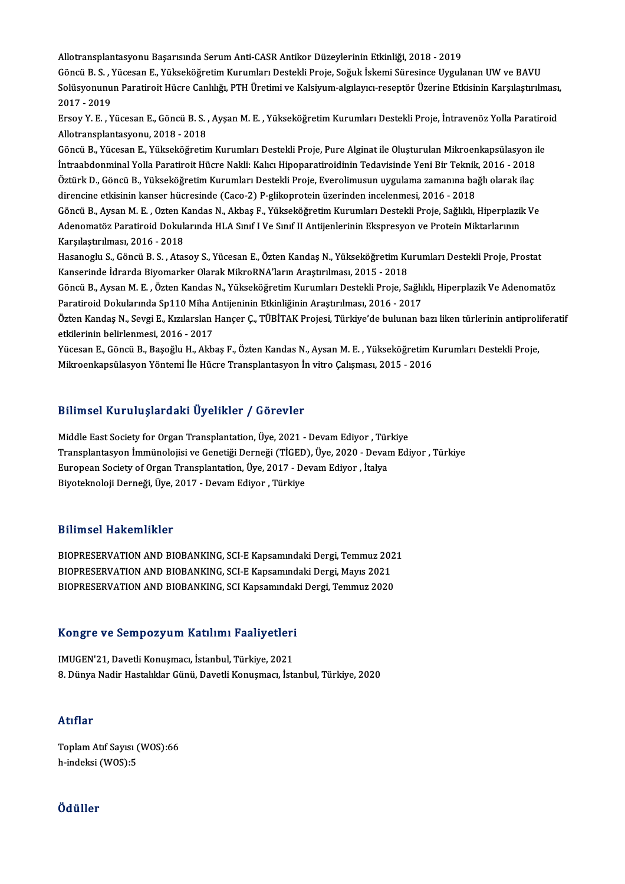Allotransplantasyonu Başarısında Serum Anti-CASR Antikor Düzeylerinin Etkinliği, 2018 - 2019

Göncü B. S. , Yücesan E., Yükseköğretim Kurumları Destekli Proje, Soğuk İskemi Süresince Uygulanan UW ve BAVU Solüsyonunun Paratiroit Hücre Canlılığı, PTH Üretimi ve Kalsiyum-algılayıcı-reseptör Üzerine Etkisinin Karşılaştırılması, 2017 - 2019

Ersoy Y. E. , Yücesan E., Göncü B. S. , Ayşan M. E. , Yükseköğretim Kurumları Destekli Proje, İntravenöz Yolla Paratiroid Allotransplantasyonu, 2018 - 2018

Göncü B., Yücesan E., Yükseköğretim Kurumları Destekli Proje, Pure Alginat ile Oluşturulan Mikroenkapsülasyon ile İntraabdonminal Yolla Paratiroit Hücre Nakli: Kalıcı Hipoparatiroidinin Tedavisinde Yeni Bir Teknik, 2016 - 2018

Öztürk D., Göncü B., Yükseköğretim Kurumları Destekli Proje, Everolimusun uygulama zamanına bağlı olarak ilaç direncine etkisinin kanser hücresinde (Caco-2) P-glikoprotein üzerinden incelenmesi, 2016 - 2018

Göncü B., Aysan M. E. , Ozten Kandas N., Akbaş F., Yükseköğretim Kurumları Destekli Proje, Sağlıklı, Hiperplazik Ve Adenomatöz Paratiroid Dokularında HLA Sınıf I Ve Sınıf II Antijenlerinin Ekspresyon ve Protein Miktarlarının Karşılaştırılması, 2016 - 2018

Hasanoglu S., Göncü B. S. , Atasoy S., Yücesan E., Özten Kandaş N., Yükseköğretim Kurumları Destekli Proje, Prostat Kanserinde İdrarda Biyomarker Olarak MikroRNA'ların Araştırılması, 2015 - 2018

Göncü B., Aysan M. E. , Özten Kandas N., Yükseköğretim Kurumları Destekli Proje, Sağlıklı, Hiperplazik Ve Adenomatöz Paratiroid Dokularında Sp110 Miha Antijeninin Etkinliğinin Araştırılması, 2016 - 2017

Özten Kandaş N., Sevgi E., Kızılarslan Hançer Ç., TÜBİTAK Projesi, Türkiye'de bulunan bazı liken türlerinin antiproliferatif etkilerinin belirlenmesi, 2016 - 2017

Yücesan E., Göncü B., Başoğlu H., Akbaş F., Özten Kandas N., Aysan M. E. , Yükseköğretim Kurumları Destekli Proje, Mikroenkapsülasyon Yöntemi İle Hücre Transplantasyon İn vitro Çalışması, 2015 - 2016

## Bilimsel Kuruluşlardaki Üyelikler / Görevler

Middle East Society for Organ Transplantation, Üye, 2021 - Devam Ediyor , Türkiye

Transplantasyon İmmünolojisi ve Genetiği Derneği (TİGED), Üye, 2020 - Devam Ediyor , Türkiye

European Society of Organ Transplantation, Üye, 2017 - Devam Ediyor , İtalya

Biyoteknoloji Derneği, Üye, 2017 - Devam Ediyor , Türkiye

## Bilimsel Hakemlikler

BIOPRESERVATION AND BIOBANKING, SCI-E Kapsamındaki Dergi, Temmuz 2021

BIOPRESERVATION AND BIOBANKING, SCI-E Kapsamındaki Dergi, Mayıs 2021

BIOPRESERVATION AND BIOBANKING, SCI Kapsamındaki Dergi, Temmuz 2020

## Kongre ve Sempozyum Katılımı Faaliyetleri

IMUGEN'21, Davetli Konuşmacı, İstanbul, Türkiye, 2021

8. Dünya Nadir Hastalıklar Günü, Davetli Konuşmacı, İstanbul, Türkiye, 2020

## Atıflar

Toplam Atıf Sayısı (WOS):66

h-indeksi (WOS):5

## Ödüller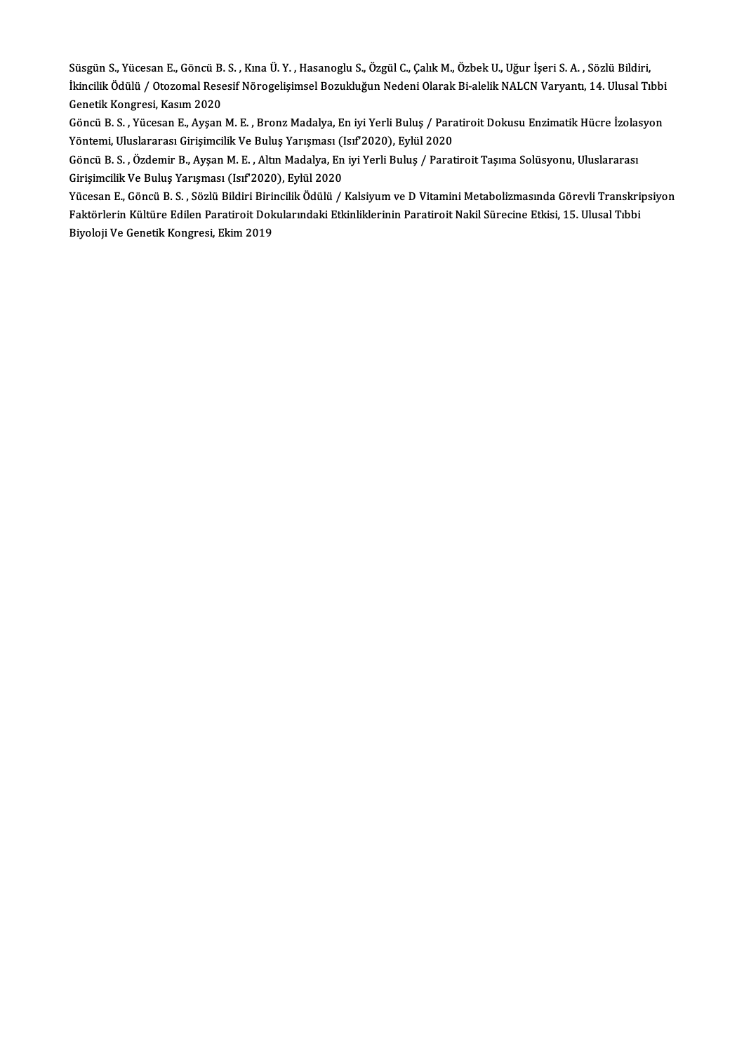Süsgün S., Yücesan E., Göncü B. S. , Kına Ü. Y. , Hasanoglu S., Özgül C., Çalık M., Özbek U., Uğur İşeri S. A. , Sözlü Bildiri, İkincilik Ödülü / Otozomal Resesif Nörogelişimsel Bozukluğun Nedeni Olarak Bi-alelik NALCN Varyantı, 14. Ulusal Tıbbi Genetik Kongresi, Kasım 2020

Göncü B. S. , Yücesan E., Ayşan M. E. , Bronz Madalya, En iyi Yerli Buluş / Paratiroit Dokusu Enzimatik Hücre İzolasyon Yöntemi, Uluslararası Girişimcilik Ve Buluş Yarışması (Isıf'2020), Eylül 2020

Göncü B. S. , Özdemir B., Ayşan M. E. , Altın Madalya, En iyi Yerli Buluş / Paratiroit Taşıma Solüsyonu, Uluslararası Girişimcilik Ve Buluş Yarışması (Isıf'2020), Eylül 2020

Yücesan E., Göncü B. S. , Sözlü Bildiri Birincilik Ödülü / Kalsiyum ve D Vitamini Metabolizmasında Görevli Transkripsiyon Faktörlerin Kültüre Edilen Paratiroit Dokularındaki Etkinliklerinin Paratiroit Nakil Sürecine Etkisi, 15. Ulusal Tıbbi Biyoloji Ve Genetik Kongresi, Ekim 2019